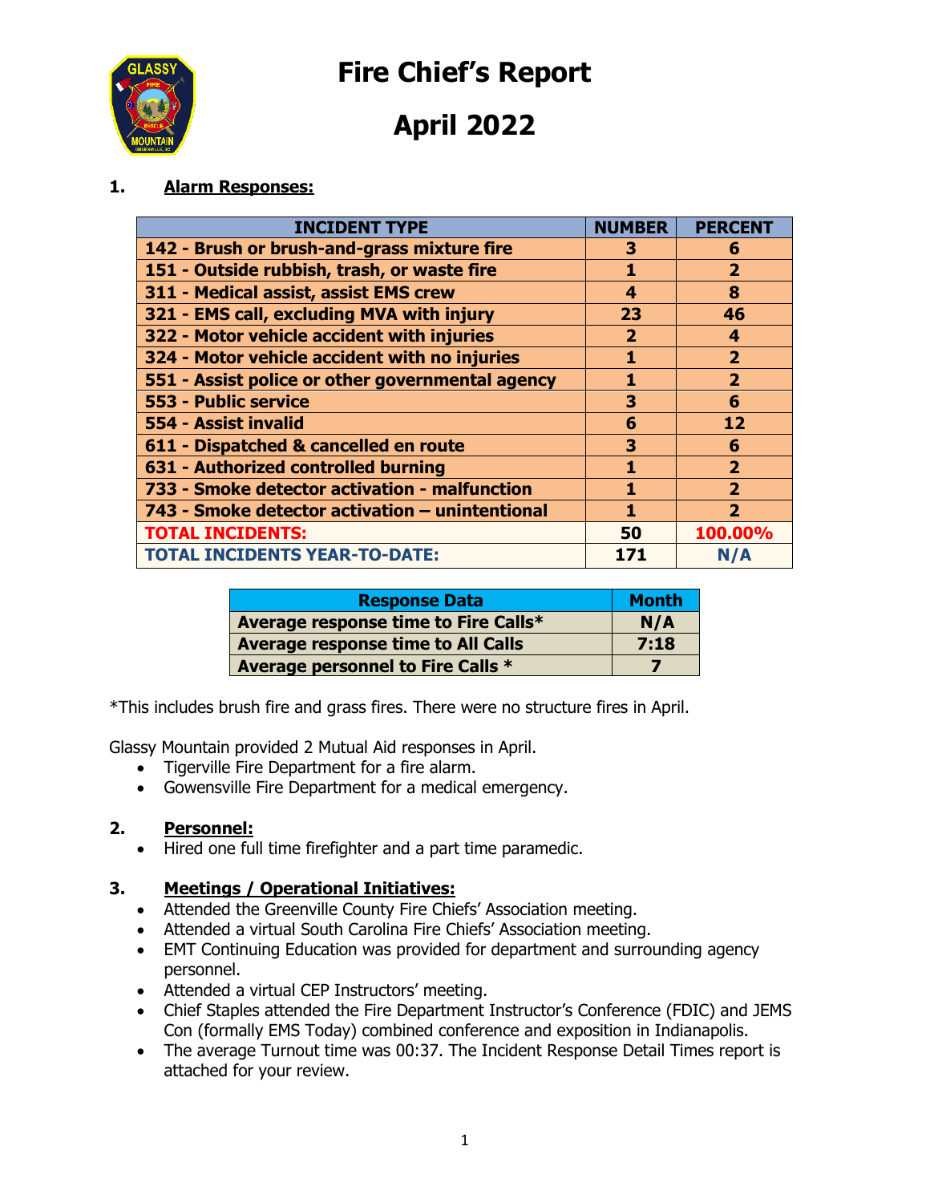# Fire Chief's Report

# April 2022

## 1. Alarm Responses:

| INCIDENT TYPE | NUMBER | PERCENT |
|---|---|---|
| 142 - Brush or brush-and-grass mixture fire | 3 | 6 |
| 151 - Outside rubbish, trash, or waste fire | 1 | 2 |
| 311 - Medical assist, assist EMS crew | 4 | 8 |
| 321 - EMS call, excluding MVA with injury | 23 | 46 |
| 322 - Motor vehicle accident with injuries | 2 | 4 |
| 324 - Motor vehicle accident with no injuries | 1 | 2 |
| 551 - Assist police or other governmental agency | 1 | 2 |
| 553 - Public service | 3 | 6 |
| 554 - Assist invalid | 6 | 12 |
| 611 - Dispatched & cancelled en route | 3 | 6 |
| 631 - Authorized controlled burning | 1 | 2 |
| 733 - Smoke detector activation - malfunction | 1 | 2 |
| 743 - Smoke detector activation – unintentional | 1 | 2 |
| TOTAL INCIDENTS: | 50 | 100.00% |
| TOTAL INCIDENTS YEAR-TO-DATE: | 171 | N/A |

| Response Data | Month |
|---|---|
| Average response time to Fire Calls* | N/A |
| Average response time to All Calls | 7:18 |
| Average personnel to Fire Calls * | 7 |

*This includes brush fire and grass fires. There were no structure fires in April.

Glassy Mountain provided 2 Mutual Aid responses in April.

- Tigerville Fire Department for a fire alarm.
- Gowensville Fire Department for a medical emergency.

## 2. Personnel:

- Hired one full time firefighter and a part time paramedic.

## 3. Meetings / Operational Initiatives:

- Attended the Greenville County Fire Chiefs' Association meeting.
- Attended a virtual South Carolina Fire Chiefs' Association meeting.
- EMT Continuing Education was provided for department and surrounding agency personnel.
- Attended a virtual CEP Instructors' meeting.
- Chief Staples attended the Fire Department Instructor's Conference (FDIC) and JEMS Con (formally EMS Today) combined conference and exposition in Indianapolis.
- The average Turnout time was 00:37. The Incident Response Detail Times report is attached for your review.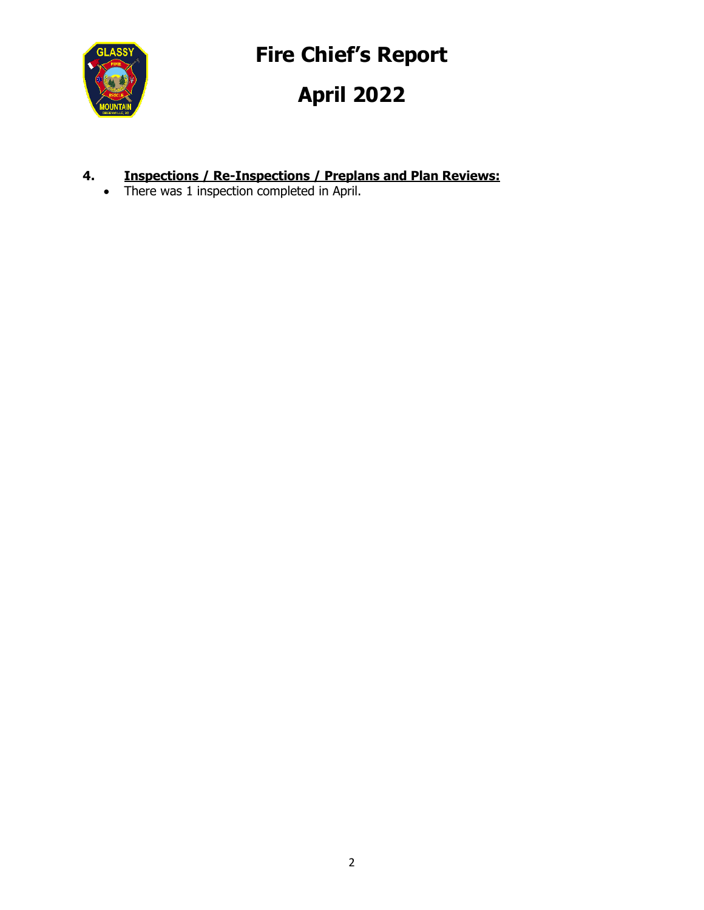# Fire Chief's Report

# April 2022

4. **Inspections / Re-Inspections / Preplans and Plan Reviews:**
   - There was 1 inspection completed in April.